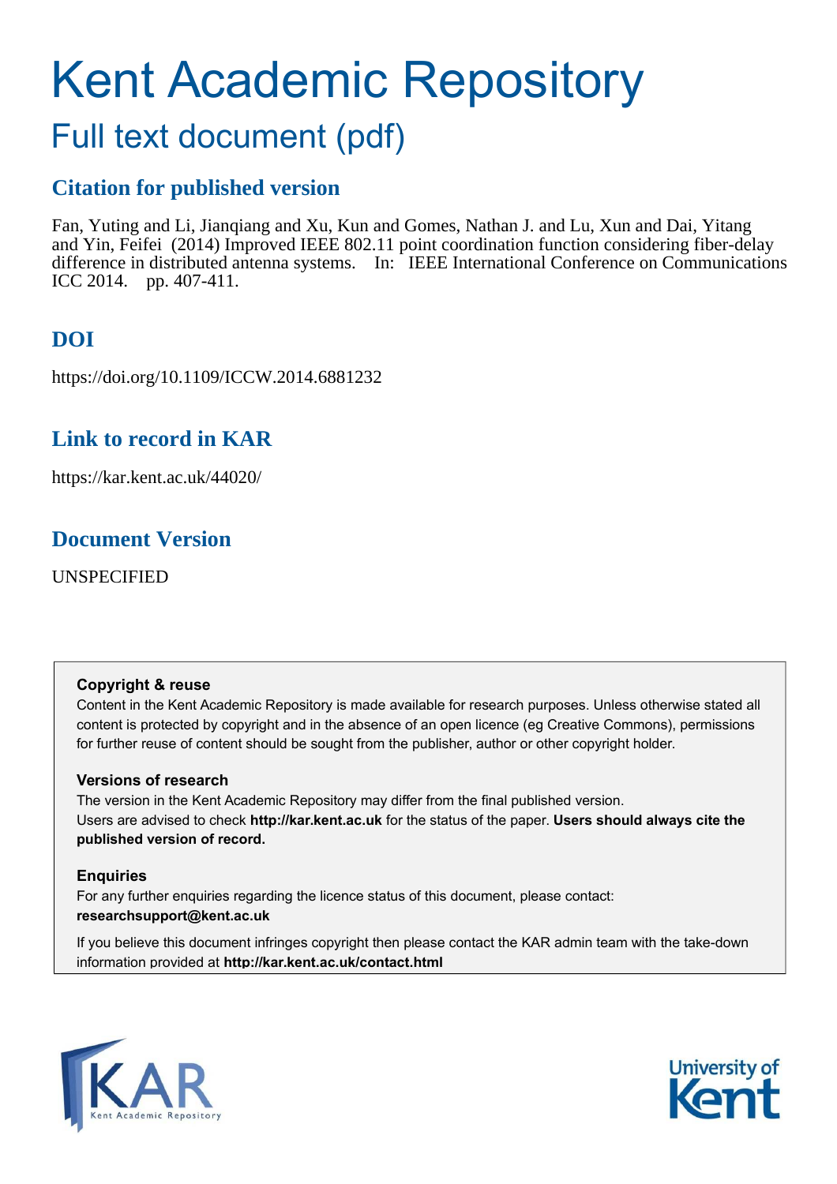# Kent Academic Repository

## Full text document (pdf)

### Citation for published version

Fan, Yuting and Li, Jianqiang and Xu, Kun and Gomes, Nathan J. and Lu, Xun and Dai, Yitang and Yin, Feifei (2014) Improved IEEE 802.11 point coordination function considering fiber-delay difference in distributed antenna systems. In: IEEE International Conference on Communications ICC 2014. pp. 407-411.

### DOI

https://doi.org/10.1109/ICCW.2014.6881232

### Link to record in KAR

https://kar.kent.ac.uk/44020/

### Document Version

UNSPECIFIED

**Copyright & reuse**

Content in the Kent Academic Repository is made available for research purposes. Unless otherwise stated all content is protected by copyright and in the absence of an open licence (eg Creative Commons), permissions for further reuse of content should be sought from the publisher, author or other copyright holder.

**Versions of research**

The version in the Kent Academic Repository may differ from the final published version. Users are advised to check **http://kar.kent.ac.uk** for the status of the paper. **Users should always cite the published version of record.**

**Enquiries**

For any further enquiries regarding the licence status of this document, please contact: **researchsupport@kent.ac.uk**

If you believe this document infringes copyright then please contact the KAR admin team with the take-down information provided at **http://kar.kent.ac.uk/contact.html**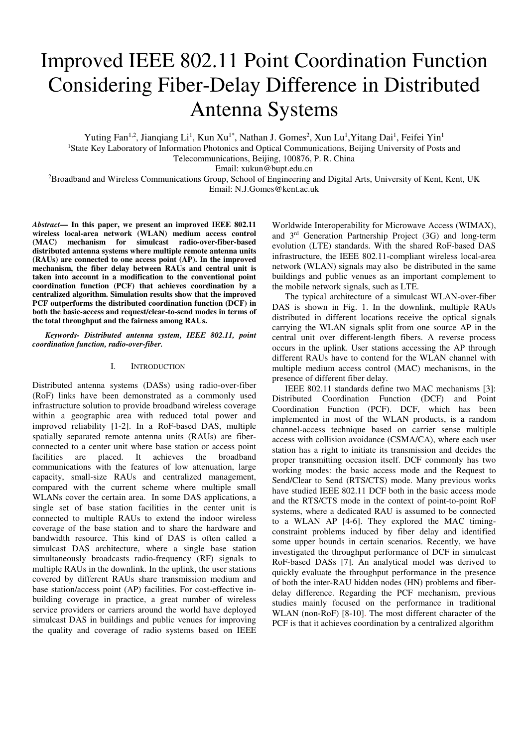# Improved IEEE 802.11 Point Coordination Function Considering Fiber-Delay Difference in Distributed Antenna Systems

Yuting Fan[1,2], Jianqiang Li[1], Kun Xu[1*], Nathan J. Gomes[2], Xun Lu[1], Yitang Dai[1], Feifei Yin[1]

[1]State Key Laboratory of Information Photonics and Optical Communications, Beijing University of Posts and Telecommunications, Beijing, 100876, P. R. China

Email: xukun@bupt.edu.cn

[2]Broadband and Wireless Communications Group, School of Engineering and Digital Arts, University of Kent, Kent, UK

Email: N.J.Gomes@kent.ac.uk

***Abstract*— In this paper, we present an improved IEEE 802.11 wireless local-area network (WLAN) medium access control (MAC) mechanism for simulcast radio-over-fiber-based distributed antenna systems where multiple remote antenna units (RAUs) are connected to one access point (AP). In the improved mechanism, the fiber delay between RAUs and central unit is taken into account in a modification to the conventional point coordination function (PCF) that achieves coordination by a centralized algorithm. Simulation results show that the improved PCF outperforms the distributed coordination function (DCF) in both the basic-access and request/clear-to-send modes in terms of the total throughput and the fairness among RAUs.**

***Keywords- Distributed antenna system, IEEE 802.11, point coordination function, radio-over-fiber.***

## I. Introduction

Distributed antenna systems (DASs) using radio-over-fiber (RoF) links have been demonstrated as a commonly used infrastructure solution to provide broadband wireless coverage within a geographic area with reduced total power and improved reliability [1-2]. In a RoF-based DAS, multiple spatially separated remote antenna units (RAUs) are fiber-connected to a center unit where base station or access point facilities are placed. It achieves the broadband communications with the features of low attenuation, large capacity, small-size RAUs and centralized management, compared with the current scheme where multiple small WLANs cover the certain area. In some DAS applications, a single set of base station facilities in the center unit is connected to multiple RAUs to extend the indoor wireless coverage of the base station and to share the hardware and bandwidth resource. This kind of DAS is often called a simulcast DAS architecture, where a single base station simultaneously broadcasts radio-frequency (RF) signals to multiple RAUs in the downlink. In the uplink, the user stations covered by different RAUs share transmission medium and base station/access point (AP) facilities. For cost-effective in-building coverage in practice, a great number of wireless service providers or carriers around the world have deployed simulcast DAS in buildings and public venues for improving the quality and coverage of radio systems based on IEEE Worldwide Interoperability for Microwave Access (WIMAX), and 3[rd] Generation Partnership Project (3G) and long-term evolution (LTE) standards. With the shared RoF-based DAS infrastructure, the IEEE 802.11-compliant wireless local-area network (WLAN) signals may also be distributed in the same buildings and public venues as an important complement to the mobile network signals, such as LTE.

The typical architecture of a simulcast WLAN-over-fiber DAS is shown in Fig. 1. In the downlink, multiple RAUs distributed in different locations receive the optical signals carrying the WLAN signals split from one source AP in the central unit over different-length fibers. A reverse process occurs in the uplink. User stations accessing the AP through different RAUs have to contend for the WLAN channel with multiple medium access control (MAC) mechanisms, in the presence of different fiber delay.

IEEE 802.11 standards define two MAC mechanisms [3]: Distributed Coordination Function (DCF) and Point Coordination Function (PCF). DCF, which has been implemented in most of the WLAN products, is a random channel-access technique based on carrier sense multiple access with collision avoidance (CSMA/CA), where each user station has a right to initiate its transmission and decides the proper transmitting occasion itself. DCF commonly has two working modes: the basic access mode and the Request to Send/Clear to Send (RTS/CTS) mode. Many previous works have studied IEEE 802.11 DCF both in the basic access mode and the RTS/CTS mode in the context of point-to-point RoF systems, where a dedicated RAU is assumed to be connected to a WLAN AP [4-6]. They explored the MAC timing-constraint problems induced by fiber delay and identified some upper bounds in certain scenarios. Recently, we have investigated the throughput performance of DCF in simulcast RoF-based DASs [7]. An analytical model was derived to quickly evaluate the throughput performance in the presence of both the inter-RAU hidden nodes (HN) problems and fiber-delay difference. Regarding the PCF mechanism, previous studies mainly focused on the performance in traditional WLAN (non-RoF) [8-10]. The most different character of the PCF is that it achieves coordination by a centralized algorithm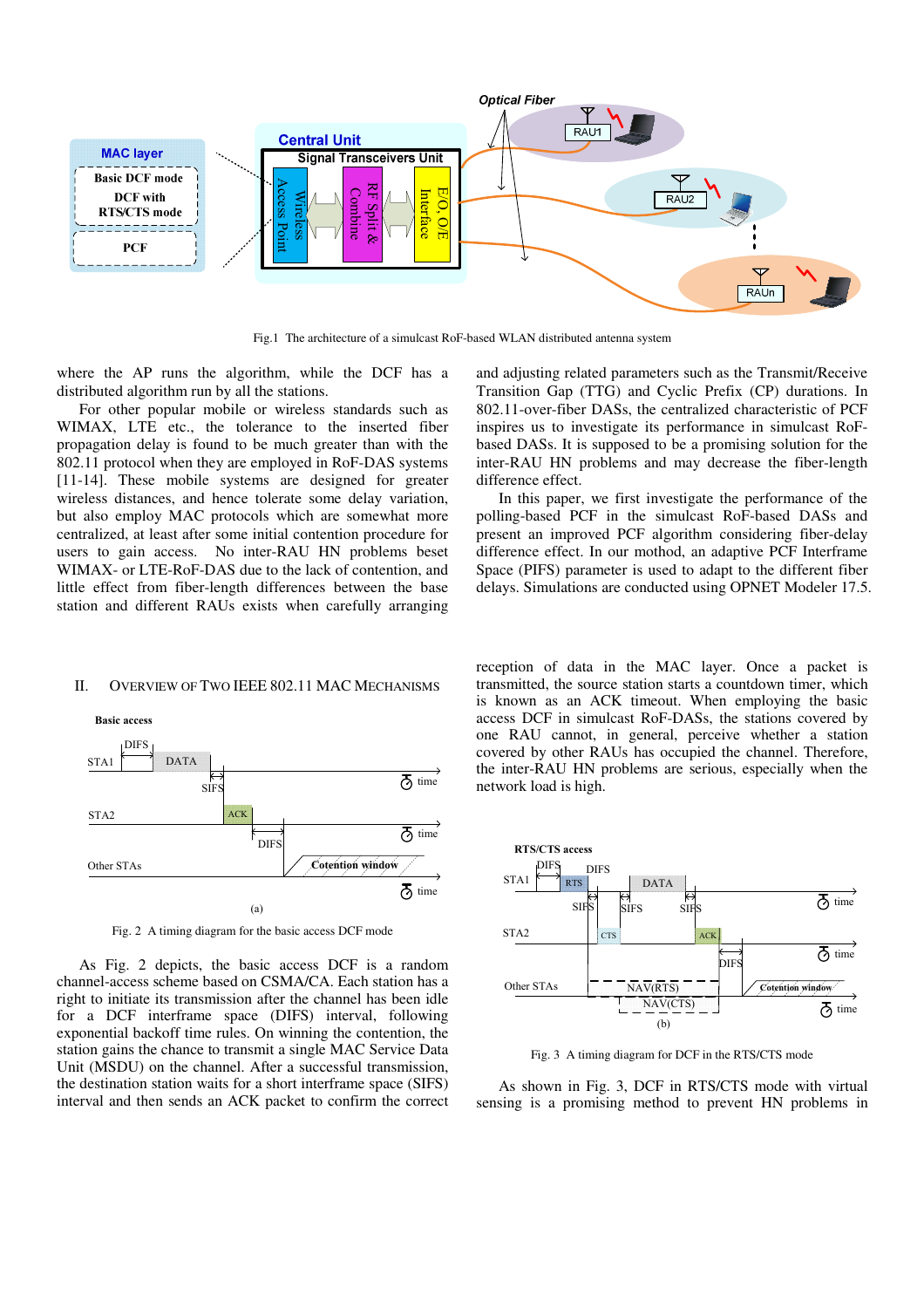Fig.1 The architecture of a simulcast RoF-based WLAN distributed antenna system

where the AP runs the algorithm, while the DCF has a distributed algorithm run by all the stations.

For other popular mobile or wireless standards such as WIMAX, LTE etc., the tolerance to the inserted fiber propagation delay is found to be much greater than with the 802.11 protocol when they are employed in RoF-DAS systems [11-14]. These mobile systems are designed for greater wireless distances, and hence tolerate some delay variation, but also employ MAC protocols which are somewhat more centralized, at least after some initial contention procedure for users to gain access. No inter-RAU HN problems beset WIMAX- or LTE-RoF-DAS due to the lack of contention, and little effect from fiber-length differences between the base station and different RAUs exists when carefully arranging and adjusting related parameters such as the Transmit/Receive Transition Gap (TTG) and Cyclic Prefix (CP) durations. In 802.11-over-fiber DASs, the centralized characteristic of PCF inspires us to investigate its performance in simulcast RoF-based DASs. It is supposed to be a promising solution for the inter-RAU HN problems and may decrease the fiber-length difference effect.

In this paper, we first investigate the performance of the polling-based PCF in the simulcast RoF-based DASs and present an improved PCF algorithm considering fiber-delay difference effect. In our mothod, an adaptive PCF Interframe Space (PIFS) parameter is used to adapt to the different fiber delays. Simulations are conducted using OPNET Modeler 17.5.

## II. Overview of Two IEEE 802.11 MAC Mechanisms

Fig. 2 A timing diagram for the basic access DCF mode

As Fig. 2 depicts, the basic access DCF is a random channel-access scheme based on CSMA/CA. Each station has a right to initiate its transmission after the channel has been idle for a DCF interframe space (DIFS) interval, following exponential backoff time rules. On winning the contention, the station gains the chance to transmit a single MAC Service Data Unit (MSDU) on the channel. After a successful transmission, the destination station waits for a short interframe space (SIFS) interval and then sends an ACK packet to confirm the correct reception of data in the MAC layer. Once a packet is transmitted, the source station starts a countdown timer, which is known as an ACK timeout. When employing the basic access DCF in simulcast RoF-DASs, the stations covered by one RAU cannot, in general, perceive whether a station covered by other RAUs has occupied the channel. Therefore, the inter-RAU HN problems are serious, especially when the network load is high.

Fig. 3 A timing diagram for DCF in the RTS/CTS mode

As shown in Fig. 3, DCF in RTS/CTS mode with virtual sensing is a promising method to prevent HN problems in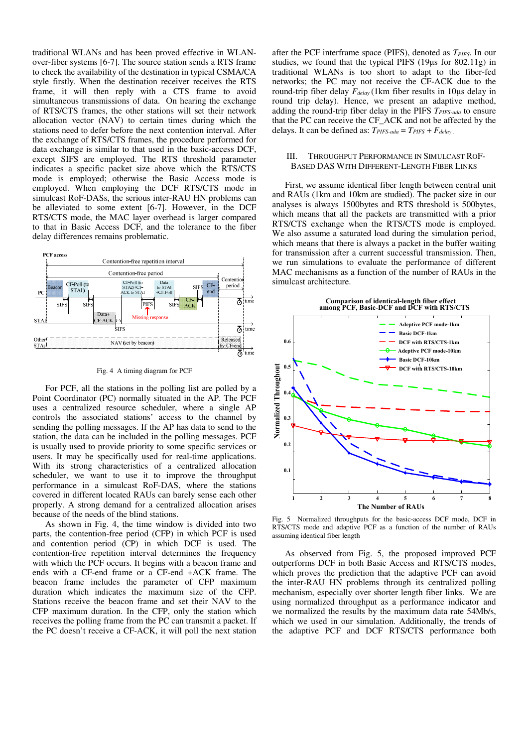traditional WLANs and has been proved effective in WLAN-over-fiber systems [6-7]. The source station sends a RTS frame to check the availability of the destination in typical CSMA/CA style firstly. When the destination receiver receives the RTS frame, it will then reply with a CTS frame to avoid simultaneous transmissions of data. On hearing the exchange of RTS/CTS frames, the other stations will set their network allocation vector (NAV) to certain times during which the stations need to defer before the next contention interval. After the exchange of RTS/CTS frames, the procedure performed for data exchange is similar to that used in the basic-access DCF, except SIFS are employed. The RTS threshold parameter indicates a specific packet size above which the RTS/CTS mode is employed; otherwise the Basic Access mode is employed. When employing the DCF RTS/CTS mode in simulcast RoF-DASs, the serious inter-RAU HN problems can be alleviated to some extent [6-7]. However, in the DCF RTS/CTS mode, the MAC layer overhead is larger compared to that in Basic Access DCF, and the tolerance to the fiber delay differences remains problematic.

Fig. 4 A timing diagram for PCF

For PCF, all the stations in the polling list are polled by a Point Coordinator (PC) normally situated in the AP. The PCF uses a centralized resource scheduler, where a single AP controls the associated stations' access to the channel by sending the polling messages. If the AP has data to send to the station, the data can be included in the polling messages. PCF is usually used to provide priority to some specific services or users. It may be specifically used for real-time applications. With its strong characteristics of a centralized allocation scheduler, we want to use it to improve the throughput performance in a simulcast RoF-DAS, where the stations covered in different located RAUs can barely sense each other properly. A strong demand for a centralized allocation arises because of the needs of the blind stations.

As shown in Fig. 4, the time window is divided into two parts, the contention-free period (CFP) in which PCF is used and contention period (CP) in which DCF is used. The contention-free repetition interval determines the frequency with which the PCF occurs. It begins with a beacon frame and ends with a CF-end frame or a CF-end +ACK frame. The beacon frame includes the parameter of CFP maximum duration which indicates the maximum size of the CFP. Stations receive the beacon frame and set their NAV to the CFP maximum duration. In the CFP, only the station which receives the polling frame from the PC can transmit a packet. If the PC doesn't receive a CF-ACK, it will poll the next station after the PCF interframe space (PIFS), denoted as $T_{PIFS}$. In our studies, we found that the typical PIFS (19μs for 802.11g) in traditional WLANs is too short to adapt to the fiber-fed networks; the PC may not receive the CF-ACK due to the round-trip fiber delay $F_{delay}$ (1km fiber results in 10μs delay in round trip delay). Hence, we present an adaptive method, adding the round-trip fiber delay in the PIFS $T_{PIFS\text{-}ada}$ to ensure that the PC can receive the CF_ACK and not be affected by the delays. It can be defined as: $T_{PIFS\text{-}ada} = T_{PIFS} + F_{delay}$.

## III. Throughput Performance in Simulcast RoF-Based DAS with Different-Length Fiber Links

First, we assume identical fiber length between central unit and RAUs (1km and 10km are studied). The packet size in our analyses is always 1500bytes and RTS threshold is 500bytes, which means that all the packets are transmitted with a prior RTS/CTS exchange when the RTS/CTS mode is employed. We also assume a saturated load during the simulation period, which means that there is always a packet in the buffer waiting for transmission after a current successful transmission. Then, we run simulations to evaluate the performance of different MAC mechanisms as a function of the number of RAUs in the simulcast architecture.

Fig. 5 Normalized throughputs for the basic-access DCF mode, DCF in RTS/CTS mode and adaptive PCF as a function of the number of RAUs assuming identical fiber length

As observed from Fig. 5, the proposed improved PCF outperforms DCF in both Basic Access and RTS/CTS modes, which proves the prediction that the adaptive PCF can avoid the inter-RAU HN problems through its centralized polling mechanism, especially over shorter length fiber links. We are using normalized throughput as a performance indicator and we normalized the results by the maximum data rate 54Mb/s, which we used in our simulation. Additionally, the trends of the adaptive PCF and DCF RTS/CTS performance both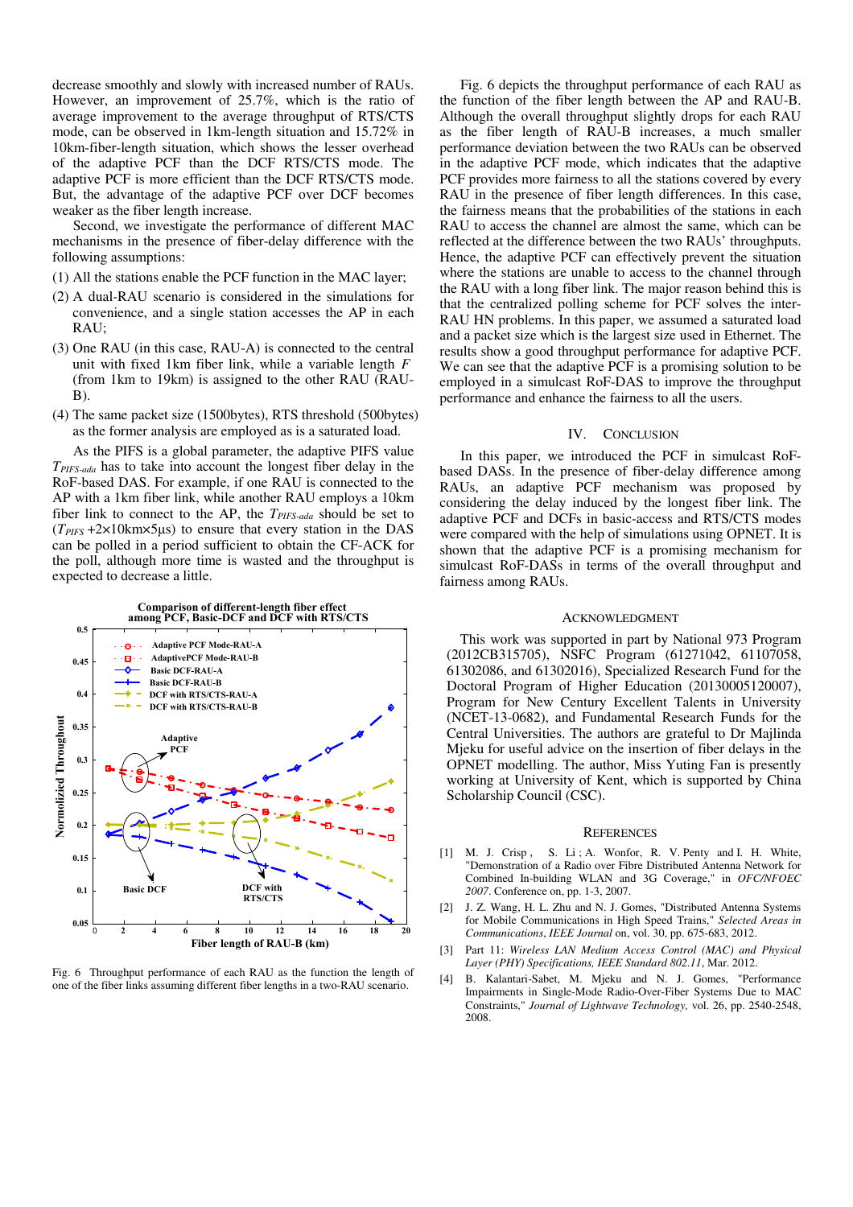decrease smoothly and slowly with increased number of RAUs. However, an improvement of 25.7%, which is the ratio of average improvement to the average throughput of RTS/CTS mode, can be observed in 1km-length situation and 15.72% in 10km-fiber-length situation, which shows the lesser overhead of the adaptive PCF than the DCF RTS/CTS mode. The adaptive PCF is more efficient than the DCF RTS/CTS mode. But, the advantage of the adaptive PCF over DCF becomes weaker as the fiber length increase.

Second, we investigate the performance of different MAC mechanisms in the presence of fiber-delay difference with the following assumptions:

(1) All the stations enable the PCF function in the MAC layer;

(2) A dual-RAU scenario is considered in the simulations for convenience, and a single station accesses the AP in each RAU;

(3) One RAU (in this case, RAU-A) is connected to the central unit with fixed 1km fiber link, while a variable length $F$ (from 1km to 19km) is assigned to the other RAU (RAU-B).

(4) The same packet size (1500bytes), RTS threshold (500bytes) as the former analysis are employed as is a saturated load.

As the PIFS is a global parameter, the adaptive PIFS value $T_{PIFS\text{-}ada}$ has to take into account the longest fiber delay in the RoF-based DAS. For example, if one RAU is connected to the AP with a 1km fiber link, while another RAU employs a 10km fiber link to connect to the AP, the $T_{PIFS\text{-}ada}$ should be set to ($T_{PIFS}$ +2×10km×5μs) to ensure that every station in the DAS can be polled in a period sufficient to obtain the CF-ACK for the poll, although more time is wasted and the throughput is expected to decrease a little.

Fig. 6 Throughput performance of each RAU as the function the length of one of the fiber links assuming different fiber lengths in a two-RAU scenario.

Fig. 6 depicts the throughput performance of each RAU as the function of the fiber length between the AP and RAU-B. Although the overall throughput slightly drops for each RAU as the fiber length of RAU-B increases, a much smaller performance deviation between the two RAUs can be observed in the adaptive PCF mode, which indicates that the adaptive PCF provides more fairness to all the stations covered by every RAU in the presence of fiber length differences. In this case, the fairness means that the probabilities of the stations in each RAU to access the channel are almost the same, which can be reflected at the difference between the two RAUs' throughputs. Hence, the adaptive PCF can effectively prevent the situation where the stations are unable to access to the channel through the RAU with a long fiber link. The major reason behind this is that the centralized polling scheme for PCF solves the inter-RAU HN problems. In this paper, we assumed a saturated load and a packet size which is the largest size used in Ethernet. The results show a good throughput performance for adaptive PCF. We can see that the adaptive PCF is a promising solution to be employed in a simulcast RoF-DAS to improve the throughput performance and enhance the fairness to all the users.

## IV. Conclusion

In this paper, we introduced the PCF in simulcast RoF-based DASs. In the presence of fiber-delay difference among RAUs, an adaptive PCF mechanism was proposed by considering the delay induced by the longest fiber link. The adaptive PCF and DCFs in basic-access and RTS/CTS modes were compared with the help of simulations using OPNET. It is shown that the adaptive PCF is a promising mechanism for simulcast RoF-DASs in terms of the overall throughput and fairness among RAUs.

## Acknowledgment

This work was supported in part by National 973 Program (2012CB315705), NSFC Program (61271042, 61107058, 61302086, and 61302016), Specialized Research Fund for the Doctoral Program of Higher Education (20130005120007), Program for New Century Excellent Talents in University (NCET-13-0682), and Fundamental Research Funds for the Central Universities. The authors are grateful to Dr Majlinda Mjeku for useful advice on the insertion of fiber delays in the OPNET modelling. The author, Miss Yuting Fan is presently working at University of Kent, which is supported by China Scholarship Council (CSC).

## References

[1] M. J. Crisp , S. Li ; A. Wonfor, R. V. Penty and I. H. White, "Demonstration of a Radio over Fibre Distributed Antenna Network for Combined In-building WLAN and 3G Coverage," in *OFC/NFOEC 2007*. Conference on, pp. 1-3, 2007.

[2] J. Z. Wang, H. L. Zhu and N. J. Gomes, "Distributed Antenna Systems for Mobile Communications in High Speed Trains," *Selected Areas in Communications, IEEE Journal* on, vol. 30, pp. 675-683, 2012.

[3] Part 11: *Wireless LAN Medium Access Control (MAC) and Physical Layer (PHY) Specifications, IEEE Standard 802.11*, Mar. 2012.

[4] B. Kalantari-Sabet, M. Mjeku and N. J. Gomes, "Performance Impairments in Single-Mode Radio-Over-Fiber Systems Due to MAC Constraints," *Journal of Lightwave Technology,* vol. 26, pp. 2540-2548, 2008.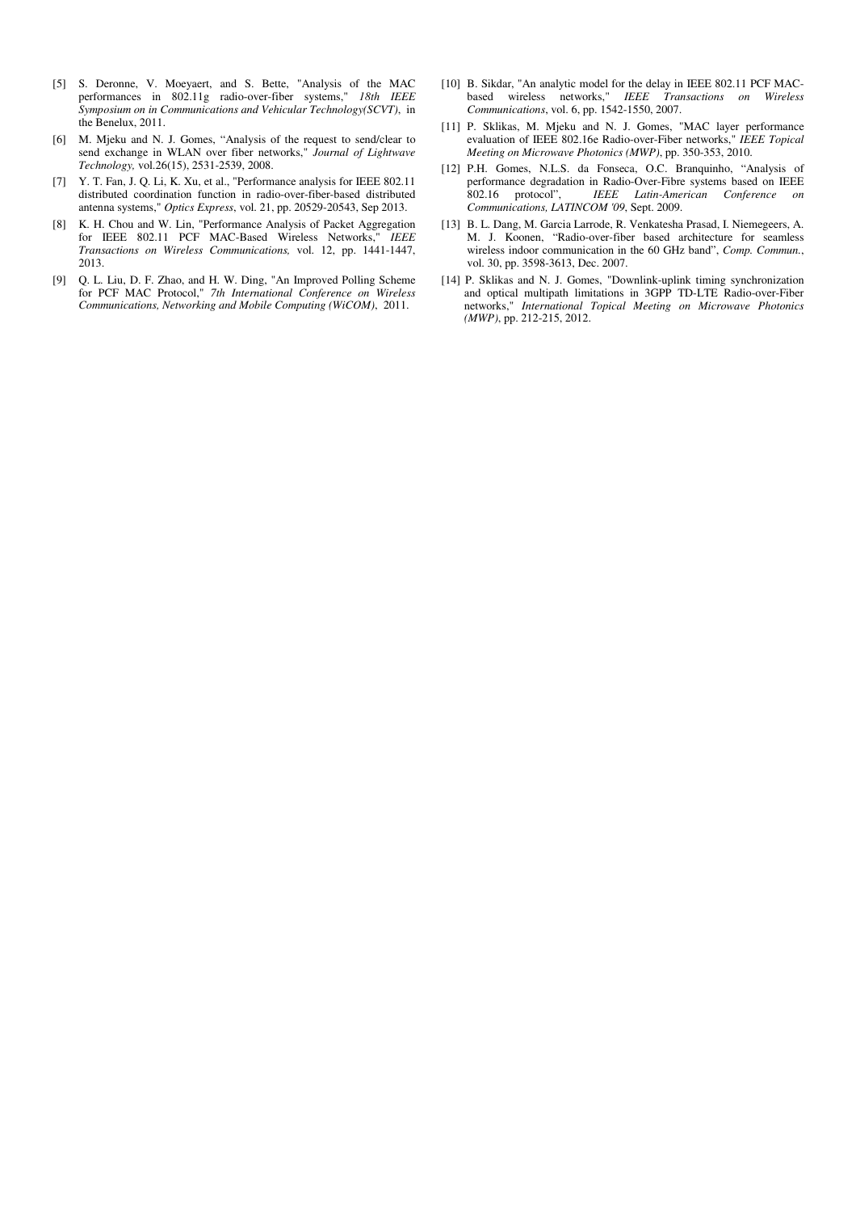[5] S. Deronne, V. Moeyaert, and S. Bette, "Analysis of the MAC performances in 802.11g radio-over-fiber systems," *18th IEEE Symposium on in Communications and Vehicular Technology(SCVT)*, in the Benelux, 2011.

[6] M. Mjeku and N. J. Gomes, "Analysis of the request to send/clear to send exchange in WLAN over fiber networks," *Journal of Lightwave Technology,* vol.26(15), 2531-2539, 2008.

[7] Y. T. Fan, J. Q. Li, K. Xu, et al., "Performance analysis for IEEE 802.11 distributed coordination function in radio-over-fiber-based distributed antenna systems," *Optics Express*, vol. 21, pp. 20529-20543, Sep 2013.

[8] K. H. Chou and W. Lin, "Performance Analysis of Packet Aggregation for IEEE 802.11 PCF MAC-Based Wireless Networks," *IEEE Transactions on Wireless Communications,* vol. 12, pp. 1441-1447, 2013.

[9] Q. L. Liu, D. F. Zhao, and H. W. Ding, "An Improved Polling Scheme for PCF MAC Protocol," *7th International Conference on Wireless Communications, Networking and Mobile Computing (WiCOM)*, 2011.

[10] B. Sikdar, "An analytic model for the delay in IEEE 802.11 PCF MAC-based wireless networks," *IEEE Transactions on Wireless Communications*, vol. 6, pp. 1542-1550, 2007.

[11] P. Sklikas, M. Mjeku and N. J. Gomes, "MAC layer performance evaluation of IEEE 802.16e Radio-over-Fiber networks," *IEEE Topical Meeting on Microwave Photonics (MWP)*, pp. 350-353, 2010.

[12] P.H. Gomes, N.L.S. da Fonseca, O.C. Branquinho, "Analysis of performance degradation in Radio-Over-Fibre systems based on IEEE 802.16 protocol", *IEEE Latin-American Conference on Communications, LATINCOM '09*, Sept. 2009.

[13] B. L. Dang, M. Garcia Larrode, R. Venkatesha Prasad, I. Niemegeers, A. M. J. Koonen, "Radio-over-fiber based architecture for seamless wireless indoor communication in the 60 GHz band", *Comp. Commun.*, vol. 30, pp. 3598-3613, Dec. 2007.

[14] P. Sklikas and N. J. Gomes, "Downlink-uplink timing synchronization and optical multipath limitations in 3GPP TD-LTE Radio-over-Fiber networks," *International Topical Meeting on Microwave Photonics (MWP)*, pp. 212-215, 2012.